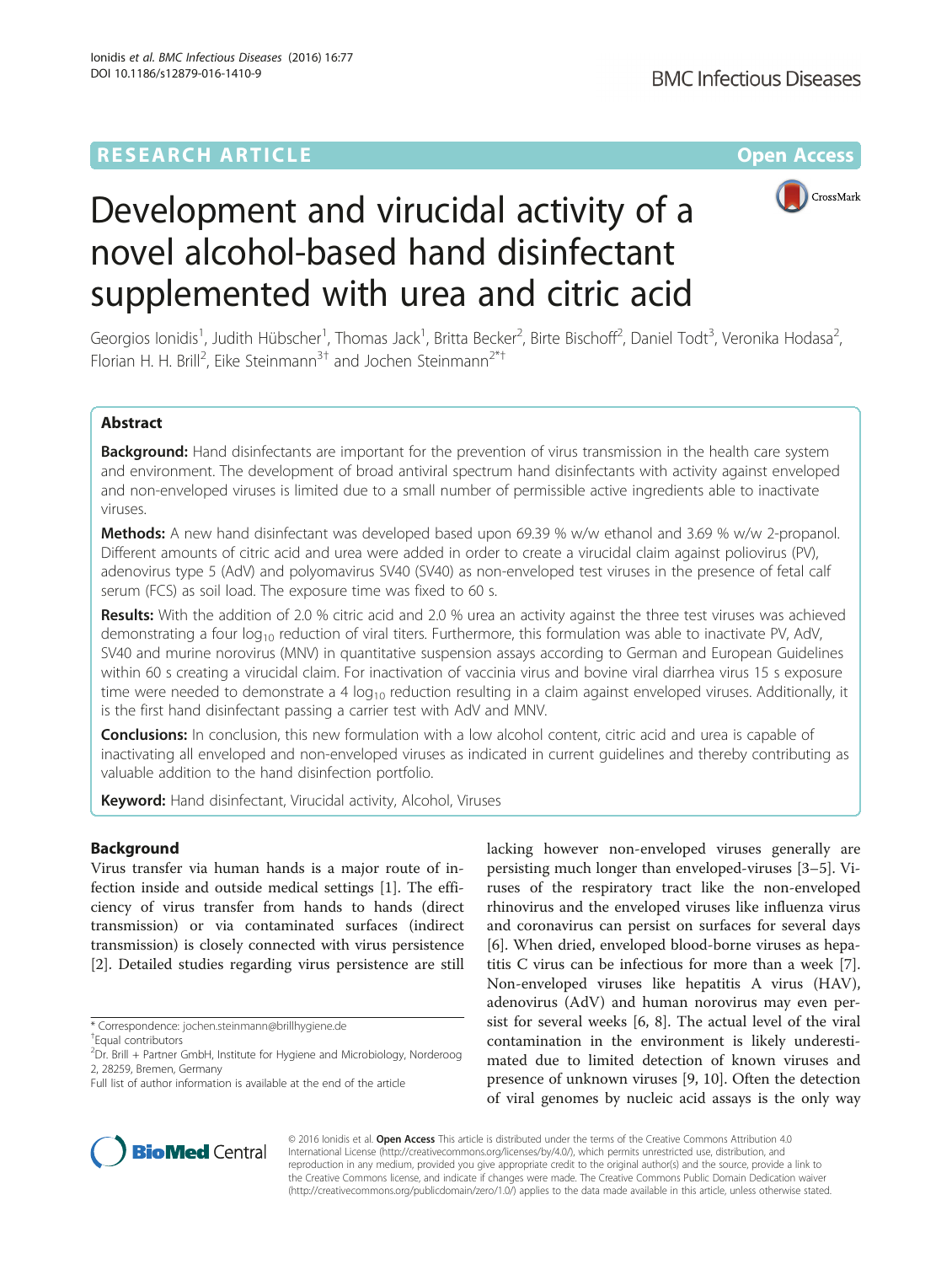RESEARCH ARTICLE

Open Access

# Development and virucidal activity of a novel alcohol-based hand disinfectant supplemented with urea and citric acid

Georgios Ionidis[1], Judith Hübscher[1], Thomas Jack[1], Britta Becker[2], Birte Bischoff[2], Daniel Todt[3], Veronika Hodasa[2], Florian H. H. Brill[2], Eike Steinmann[3†] and Jochen Steinmann[2*†]

## Abstract

**Background:** Hand disinfectants are important for the prevention of virus transmission in the health care system and environment. The development of broad antiviral spectrum hand disinfectants with activity against enveloped and non-enveloped viruses is limited due to a small number of permissible active ingredients able to inactivate viruses.

**Methods:** A new hand disinfectant was developed based upon 69.39 % w/w ethanol and 3.69 % w/w 2-propanol. Different amounts of citric acid and urea were added in order to create a virucidal claim against poliovirus (PV), adenovirus type 5 (AdV) and polyomavirus SV40 (SV40) as non-enveloped test viruses in the presence of fetal calf serum (FCS) as soil load. The exposure time was fixed to 60 s.

**Results:** With the addition of 2.0 % citric acid and 2.0 % urea an activity against the three test viruses was achieved demonstrating a four $\log_{10}$ reduction of viral titers. Furthermore, this formulation was able to inactivate PV, AdV, SV40 and murine norovirus (MNV) in quantitative suspension assays according to German and European Guidelines within 60 s creating a virucidal claim. For inactivation of vaccinia virus and bovine viral diarrhea virus 15 s exposure time were needed to demonstrate a 4 $\log_{10}$ reduction resulting in a claim against enveloped viruses. Additionally, it is the first hand disinfectant passing a carrier test with AdV and MNV.

**Conclusions:** In conclusion, this new formulation with a low alcohol content, citric acid and urea is capable of inactivating all enveloped and non-enveloped viruses as indicated in current guidelines and thereby contributing as valuable addition to the hand disinfection portfolio.

**Keyword:** Hand disinfectant, Virucidal activity, Alcohol, Viruses

## Background

Virus transfer via human hands is a major route of infection inside and outside medical settings [1]. The efficiency of virus transfer from hands to hands (direct transmission) or via contaminated surfaces (indirect transmission) is closely connected with virus persistence [2]. Detailed studies regarding virus persistence are still lacking however non-enveloped viruses generally are persisting much longer than enveloped-viruses [3–5]. Viruses of the respiratory tract like the non-enveloped rhinovirus and the enveloped viruses like influenza virus and coronavirus can persist on surfaces for several days [6]. When dried, enveloped blood-borne viruses as hepatitis C virus can be infectious for more than a week [7]. Non-enveloped viruses like hepatitis A virus (HAV), adenovirus (AdV) and human norovirus may even persist for several weeks [6, 8]. The actual level of the viral contamination in the environment is likely underestimated due to limited detection of known viruses and presence of unknown viruses [9, 10]. Often the detection of viral genomes by nucleic acid assays is the only way

* Correspondence: jochen.steinmann@brillhygiene.de

†Equal contributors

[2]Dr. Brill + Partner GmbH, Institute for Hygiene and Microbiology, Norderoog 2, 28259, Bremen, Germany

Full list of author information is available at the end of the article

© 2016 Ionidis et al. **Open Access** This article is distributed under the terms of the Creative Commons Attribution 4.0 International License (http://creativecommons.org/licenses/by/4.0/), which permits unrestricted use, distribution, and reproduction in any medium, provided you give appropriate credit to the original author(s) and the source, provide a link to the Creative Commons license, and indicate if changes were made. The Creative Commons Public Domain Dedication waiver (http://creativecommons.org/publicdomain/zero/1.0/) applies to the data made available in this article, unless otherwise stated.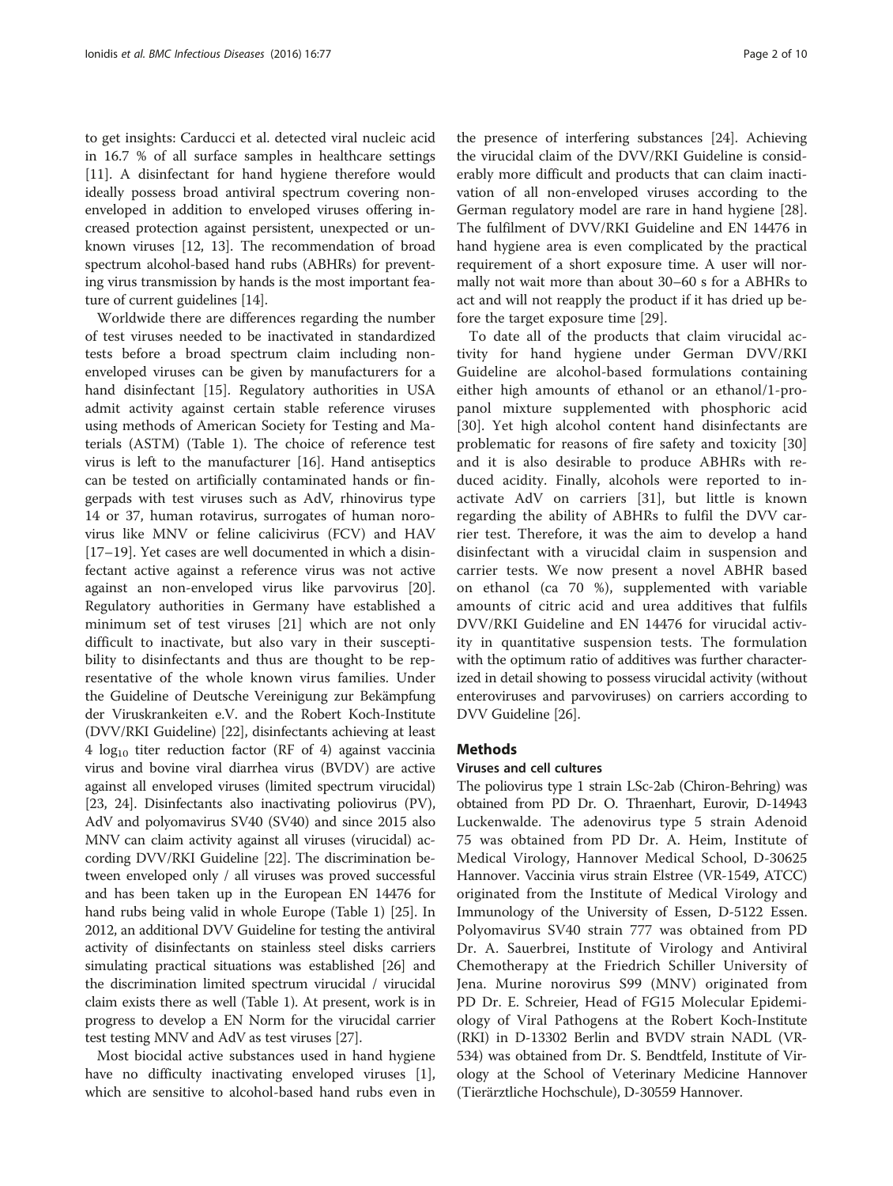to get insights: Carducci et al. detected viral nucleic acid in 16.7 % of all surface samples in healthcare settings [11]. A disinfectant for hand hygiene therefore would ideally possess broad antiviral spectrum covering non-enveloped in addition to enveloped viruses offering increased protection against persistent, unexpected or unknown viruses [12, 13]. The recommendation of broad spectrum alcohol-based hand rubs (ABHRs) for preventing virus transmission by hands is the most important feature of current guidelines [14].

Worldwide there are differences regarding the number of test viruses needed to be inactivated in standardized tests before a broad spectrum claim including non-enveloped viruses can be given by manufacturers for a hand disinfectant [15]. Regulatory authorities in USA admit activity against certain stable reference viruses using methods of American Society for Testing and Materials (ASTM) (Table 1). The choice of reference test virus is left to the manufacturer [16]. Hand antiseptics can be tested on artificially contaminated hands or fingerpads with test viruses such as AdV, rhinovirus type 14 or 37, human rotavirus, surrogates of human norovirus like MNV or feline calicivirus (FCV) and HAV [17–19]. Yet cases are well documented in which a disinfectant active against a reference virus was not active against an non-enveloped virus like parvovirus [20]. Regulatory authorities in Germany have established a minimum set of test viruses [21] which are not only difficult to inactivate, but also vary in their susceptibility to disinfectants and thus are thought to be representative of the whole known virus families. Under the Guideline of Deutsche Vereinigung zur Bekämpfung der Viruskrankheiten e.V. and the Robert Koch-Institute (DVV/RKI Guideline) [22], disinfectants achieving at least 4 $\log_{10}$ titer reduction factor (RF of 4) against vaccinia virus and bovine viral diarrhea virus (BVDV) are active against all enveloped viruses (limited spectrum virucidal) [23, 24]. Disinfectants also inactivating poliovirus (PV), AdV and polyomavirus SV40 (SV40) and since 2015 also MNV can claim activity against all viruses (virucidal) according DVV/RKI Guideline [22]. The discrimination between enveloped only / all viruses was proved successful and has been taken up in the European EN 14476 for hand rubs being valid in whole Europe (Table 1) [25]. In 2012, an additional DVV Guideline for testing the antiviral activity of disinfectants on stainless steel disks carriers simulating practical situations was established [26] and the discrimination limited spectrum virucidal / virucidal claim exists there as well (Table 1). At present, work is in progress to develop a EN Norm for the virucidal carrier test testing MNV and AdV as test viruses [27].

Most biocidal active substances used in hand hygiene have no difficulty inactivating enveloped viruses [1], which are sensitive to alcohol-based hand rubs even in the presence of interfering substances [24]. Achieving the virucidal claim of the DVV/RKI Guideline is considerably more difficult and products that can claim inactivation of all non-enveloped viruses according to the German regulatory model are rare in hand hygiene [28]. The fulfilment of DVV/RKI Guideline and EN 14476 in hand hygiene area is even complicated by the practical requirement of a short exposure time. A user will normally not wait more than about 30–60 s for a ABHRs to act and will not reapply the product if it has dried up before the target exposure time [29].

To date all of the products that claim virucidal activity for hand hygiene under German DVV/RKI Guideline are alcohol-based formulations containing either high amounts of ethanol or an ethanol/1-propanol mixture supplemented with phosphoric acid [30]. Yet high alcohol content hand disinfectants are problematic for reasons of fire safety and toxicity [30] and it is also desirable to produce ABHRs with reduced acidity. Finally, alcohols were reported to inactivate AdV on carriers [31], but little is known regarding the ability of ABHRs to fulfil the DVV carrier test. Therefore, it was the aim to develop a hand disinfectant with a virucidal claim in suspension and carrier tests. We now present a novel ABHR based on ethanol (ca 70 %), supplemented with variable amounts of citric acid and urea additives that fulfils DVV/RKI Guideline and EN 14476 for virucidal activity in quantitative suspension tests. The formulation with the optimum ratio of additives was further characterized in detail showing to possess virucidal activity (without enteroviruses and parvoviruses) on carriers according to DVV Guideline [26].

## Methods

### Viruses and cell cultures

The poliovirus type 1 strain LSc-2ab (Chiron-Behring) was obtained from PD Dr. O. Thraenhart, Eurovir, D-14943 Luckenwalde. The adenovirus type 5 strain Adenoid 75 was obtained from PD Dr. A. Heim, Institute of Medical Virology, Hannover Medical School, D-30625 Hannover. Vaccinia virus strain Elstree (VR-1549, ATCC) originated from the Institute of Medical Virology and Immunology of the University of Essen, D-5122 Essen. Polyomavirus SV40 strain 777 was obtained from PD Dr. A. Sauerbrei, Institute of Virology and Antiviral Chemotherapy at the Friedrich Schiller University of Jena. Murine norovirus S99 (MNV) originated from PD Dr. E. Schreier, Head of FG15 Molecular Epidemiology of Viral Pathogens at the Robert Koch-Institute (RKI) in D-13302 Berlin and BVDV strain NADL (VR-534) was obtained from Dr. S. Bendtfeld, Institute of Virology at the School of Veterinary Medicine Hannover (Tierärztliche Hochschule), D-30559 Hannover.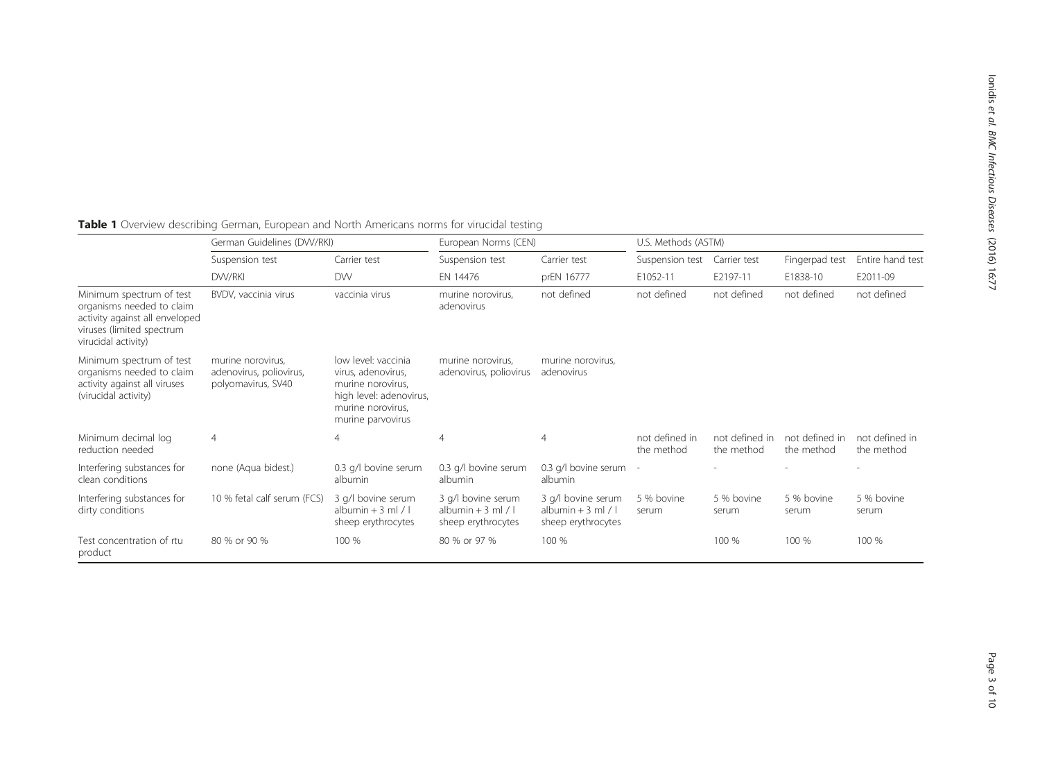**Table 1** Overview describing German, European and North Americans norms for virucidal testing

| | German Guidelines (DVV/RKI) | | European Norms (CEN) | | U.S. Methods (ASTM) | | | |
|---|---|---|---|---|---|---|---|---|
| | Suspension test | Carrier test | Suspension test | Carrier test | Suspension test | Carrier test | Fingerpad test | Entire hand test |
| | DVV/RKI | DVV | EN 14476 | prEN 16777 | E1052-11 | E2197-11 | E1838-10 | E2011-09 |
| Minimum spectrum of test organisms needed to claim activity against all enveloped viruses (limited spectrum virucidal activity) | BVDV, vaccinia virus | vaccinia virus | murine norovirus, adenovirus | not defined | not defined | not defined | not defined | not defined |
| Minimum spectrum of test organisms needed to claim activity against all viruses (virucidal activity) | murine norovirus, adenovirus, poliovirus, polyomavirus, SV40 | low level: vaccinia virus, adenovirus, murine norovirus, high level: adenovirus, murine norovirus, murine parvovirus | murine norovirus, adenovirus, poliovirus | murine norovirus, adenovirus | | | | |
| Minimum decimal log reduction needed | 4 | 4 | 4 | 4 | not defined in the method | not defined in the method | not defined in the method | not defined in the method |
| Interfering substances for clean conditions | none (Aqua bidest.) | 0.3 g/l bovine serum albumin | 0.3 g/l bovine serum albumin | 0.3 g/l bovine serum albumin | - | - | - | - |
| Interfering substances for dirty conditions | 10 % fetal calf serum (FCS) | 3 g/l bovine serum albumin + 3 ml / l sheep erythrocytes | 3 g/l bovine serum albumin + 3 ml / l sheep erythrocytes | 3 g/l bovine serum albumin + 3 ml / l sheep erythrocytes | 5 % bovine serum | 5 % bovine serum | 5 % bovine serum | 5 % bovine serum |
| Test concentration of rtu product | 80 % or 90 % | 100 % | 80 % or 97 % | 100 % | | 100 % | 100 % | 100 % |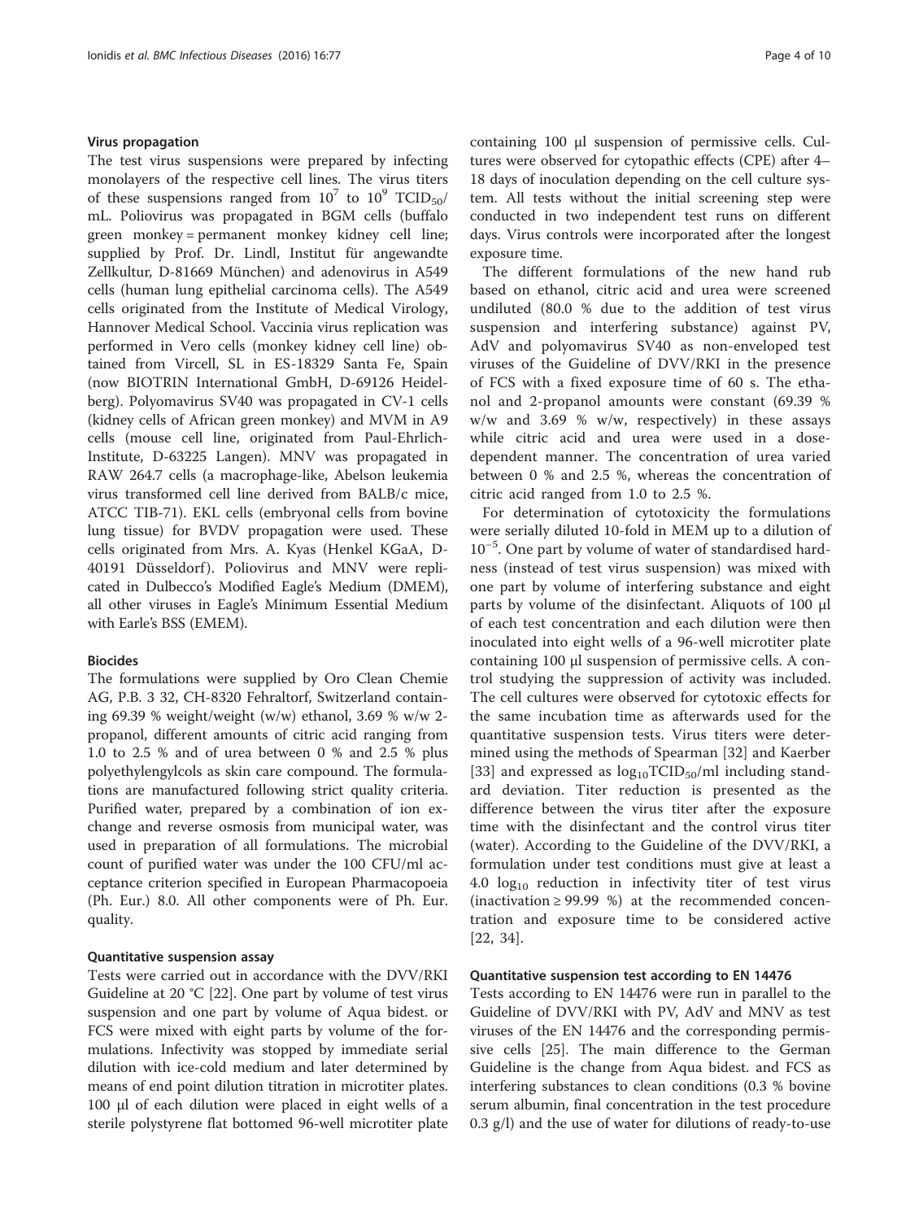### Virus propagation

The test virus suspensions were prepared by infecting monolayers of the respective cell lines. The virus titers of these suspensions ranged from $10^7$ to $10^9$ $TCID_{50}$/mL. Poliovirus was propagated in BGM cells (buffalo green monkey = permanent monkey kidney cell line; supplied by Prof. Dr. Lindl, Institut für angewandte Zellkultur, D-81669 München) and adenovirus in A549 cells (human lung epithelial carcinoma cells). The A549 cells originated from the Institute of Medical Virology, Hannover Medical School. Vaccinia virus replication was performed in Vero cells (monkey kidney cell line) obtained from Vircell, SL in ES-18329 Santa Fe, Spain (now BIOTRIN International GmbH, D-69126 Heidelberg). Polyomavirus SV40 was propagated in CV-1 cells (kidney cells of African green monkey) and MVM in A9 cells (mouse cell line, originated from Paul-Ehrlich-Institute, D-63225 Langen). MNV was propagated in RAW 264.7 cells (a macrophage-like, Abelson leukemia virus transformed cell line derived from BALB/c mice, ATCC TIB-71). EKL cells (embryonal cells from bovine lung tissue) for BVDV propagation were used. These cells originated from Mrs. A. Kyas (Henkel KGaA, D-40191 Düsseldorf). Poliovirus and MNV were replicated in Dulbecco's Modified Eagle's Medium (DMEM), all other viruses in Eagle's Minimum Essential Medium with Earle's BSS (EMEM).

### Biocides

The formulations were supplied by Oro Clean Chemie AG, P.B. 3 32, CH-8320 Fehraltorf, Switzerland containing 69.39 % weight/weight (w/w) ethanol, 3.69 % w/w 2-propanol, different amounts of citric acid ranging from 1.0 to 2.5 % and of urea between 0 % and 2.5 % plus polyethylengylcols as skin care compound. The formulations are manufactured following strict quality criteria. Purified water, prepared by a combination of ion exchange and reverse osmosis from municipal water, was used in preparation of all formulations. The microbial count of purified water was under the 100 CFU/ml acceptance criterion specified in European Pharmacopoeia (Ph. Eur.) 8.0. All other components were of Ph. Eur. quality.

### Quantitative suspension assay

Tests were carried out in accordance with the DVV/RKI Guideline at 20 °C [22]. One part by volume of test virus suspension and one part by volume of Aqua bidest. or FCS were mixed with eight parts by volume of the formulations. Infectivity was stopped by immediate serial dilution with ice-cold medium and later determined by means of end point dilution titration in microtiter plates. 100 µl of each dilution were placed in eight wells of a sterile polystyrene flat bottomed 96-well microtiter plate containing 100 µl suspension of permissive cells. Cultures were observed for cytopathic effects (CPE) after 4–18 days of inoculation depending on the cell culture system. All tests without the initial screening step were conducted in two independent test runs on different days. Virus controls were incorporated after the longest exposure time.

The different formulations of the new hand rub based on ethanol, citric acid and urea were screened undiluted (80.0 % due to the addition of test virus suspension and interfering substance) against PV, AdV and polyomavirus SV40 as non-enveloped test viruses of the Guideline of DVV/RKI in the presence of FCS with a fixed exposure time of 60 s. The ethanol and 2-propanol amounts were constant (69.39 % w/w and 3.69 % w/w, respectively) in these assays while citric acid and urea were used in a dose-dependent manner. The concentration of urea varied between 0 % and 2.5 %, whereas the concentration of citric acid ranged from 1.0 to 2.5 %.

For determination of cytotoxicity the formulations were serially diluted 10-fold in MEM up to a dilution of $10^{-5}$. One part by volume of water of standardised hardness (instead of test virus suspension) was mixed with one part by volume of interfering substance and eight parts by volume of the disinfectant. Aliquots of 100 µl of each test concentration and each dilution were then inoculated into eight wells of a 96-well microtiter plate containing 100 µl suspension of permissive cells. A control studying the suppression of activity was included. The cell cultures were observed for cytotoxic effects for the same incubation time as afterwards used for the quantitative suspension tests. Virus titers were determined using the methods of Spearman [32] and Kaerber [33] and expressed as $\log_{10}TCID_{50}$/ml including standard deviation. Titer reduction is presented as the difference between the virus titer after the exposure time with the disinfectant and the control virus titer (water). According to the Guideline of the DVV/RKI, a formulation under test conditions must give at least a 4.0 $\log_{10}$ reduction in infectivity titer of test virus (inactivation ≥ 99.99 %) at the recommended concentration and exposure time to be considered active [22, 34].

### Quantitative suspension test according to EN 14476

Tests according to EN 14476 were run in parallel to the Guideline of DVV/RKI with PV, AdV and MNV as test viruses of the EN 14476 and the corresponding permissive cells [25]. The main difference to the German Guideline is the change from Aqua bidest. and FCS as interfering substances to clean conditions (0.3 % bovine serum albumin, final concentration in the test procedure 0.3 g/l) and the use of water for dilutions of ready-to-use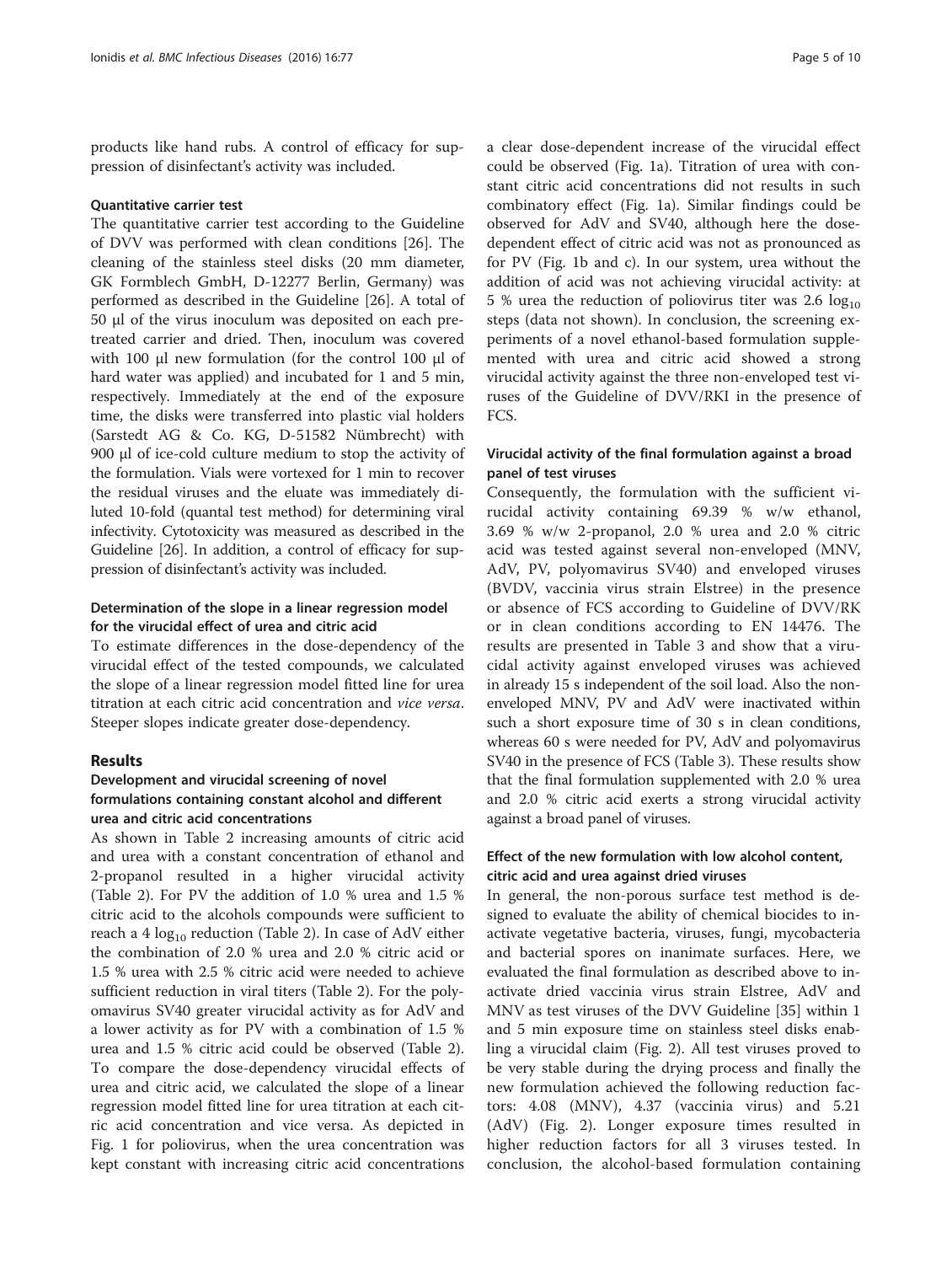products like hand rubs. A control of efficacy for suppression of disinfectant's activity was included.

#### Quantitative carrier test

The quantitative carrier test according to the Guideline of DVV was performed with clean conditions [26]. The cleaning of the stainless steel disks (20 mm diameter, GK Formblech GmbH, D-12277 Berlin, Germany) was performed as described in the Guideline [26]. A total of 50 μl of the virus inoculum was deposited on each pretreated carrier and dried. Then, inoculum was covered with 100 μl new formulation (for the control 100 μl of hard water was applied) and incubated for 1 and 5 min, respectively. Immediately at the end of the exposure time, the disks were transferred into plastic vial holders (Sarstedt AG & Co. KG, D-51582 Nümbrecht) with 900 μl of ice-cold culture medium to stop the activity of the formulation. Vials were vortexed for 1 min to recover the residual viruses and the eluate was immediately diluted 10-fold (quantal test method) for determining viral infectivity. Cytotoxicity was measured as described in the Guideline [26]. In addition, a control of efficacy for suppression of disinfectant's activity was included.

#### Determination of the slope in a linear regression model for the virucidal effect of urea and citric acid

To estimate differences in the dose-dependency of the virucidal effect of the tested compounds, we calculated the slope of a linear regression model fitted line for urea titration at each citric acid concentration and *vice versa*. Steeper slopes indicate greater dose-dependency.

## Results

### Development and virucidal screening of novel formulations containing constant alcohol and different urea and citric acid concentrations

As shown in Table 2 increasing amounts of citric acid and urea with a constant concentration of ethanol and 2-propanol resulted in a higher virucidal activity (Table 2). For PV the addition of 1.0 % urea and 1.5 % citric acid to the alcohols compounds were sufficient to reach a 4 $\log_{10}$ reduction (Table 2). In case of AdV either the combination of 2.0 % urea and 2.0 % citric acid or 1.5 % urea with 2.5 % citric acid were needed to achieve sufficient reduction in viral titers (Table 2). For the polyomavirus SV40 greater virucidal activity as for AdV and a lower activity as for PV with a combination of 1.5 % urea and 1.5 % citric acid could be observed (Table 2). To compare the dose-dependency virucidal effects of urea and citric acid, we calculated the slope of a linear regression model fitted line for urea titration at each citric acid concentration and vice versa. As depicted in Fig. 1 for poliovirus, when the urea concentration was kept constant with increasing citric acid concentrations a clear dose-dependent increase of the virucidal effect could be observed (Fig. 1a). Titration of urea with constant citric acid concentrations did not results in such combinatory effect (Fig. 1a). Similar findings could be observed for AdV and SV40, although here the dose-dependent effect of citric acid was not as pronounced as for PV (Fig. 1b and c). In our system, urea without the addition of acid was not achieving virucidal activity: at 5 % urea the reduction of poliovirus titer was 2.6 $\log_{10}$ steps (data not shown). In conclusion, the screening experiments of a novel ethanol-based formulation supplemented with urea and citric acid showed a strong virucidal activity against the three non-enveloped test viruses of the Guideline of DVV/RKI in the presence of FCS.

### Virucidal activity of the final formulation against a broad panel of test viruses

Consequently, the formulation with the sufficient virucidal activity containing 69.39 % w/w ethanol, 3.69 % w/w 2-propanol, 2.0 % urea and 2.0 % citric acid was tested against several non-enveloped (MNV, AdV, PV, polyomavirus SV40) and enveloped viruses (BVDV, vaccinia virus strain Elstree) in the presence or absence of FCS according to Guideline of DVV/RK or in clean conditions according to EN 14476. The results are presented in Table 3 and show that a virucidal activity against enveloped viruses was achieved in already 15 s independent of the soil load. Also the non-enveloped MNV, PV and AdV were inactivated within such a short exposure time of 30 s in clean conditions, whereas 60 s were needed for PV, AdV and polyomavirus SV40 in the presence of FCS (Table 3). These results show that the final formulation supplemented with 2.0 % urea and 2.0 % citric acid exerts a strong virucidal activity against a broad panel of viruses.

### Effect of the new formulation with low alcohol content, citric acid and urea against dried viruses

In general, the non-porous surface test method is designed to evaluate the ability of chemical biocides to inactivate vegetative bacteria, viruses, fungi, mycobacteria and bacterial spores on inanimate surfaces. Here, we evaluated the final formulation as described above to inactivate dried vaccinia virus strain Elstree, AdV and MNV as test viruses of the DVV Guideline [35] within 1 and 5 min exposure time on stainless steel disks enabling a virucidal claim (Fig. 2). All test viruses proved to be very stable during the drying process and finally the new formulation achieved the following reduction factors: 4.08 (MNV), 4.37 (vaccinia virus) and 5.21 (AdV) (Fig. 2). Longer exposure times resulted in higher reduction factors for all 3 viruses tested. In conclusion, the alcohol-based formulation containing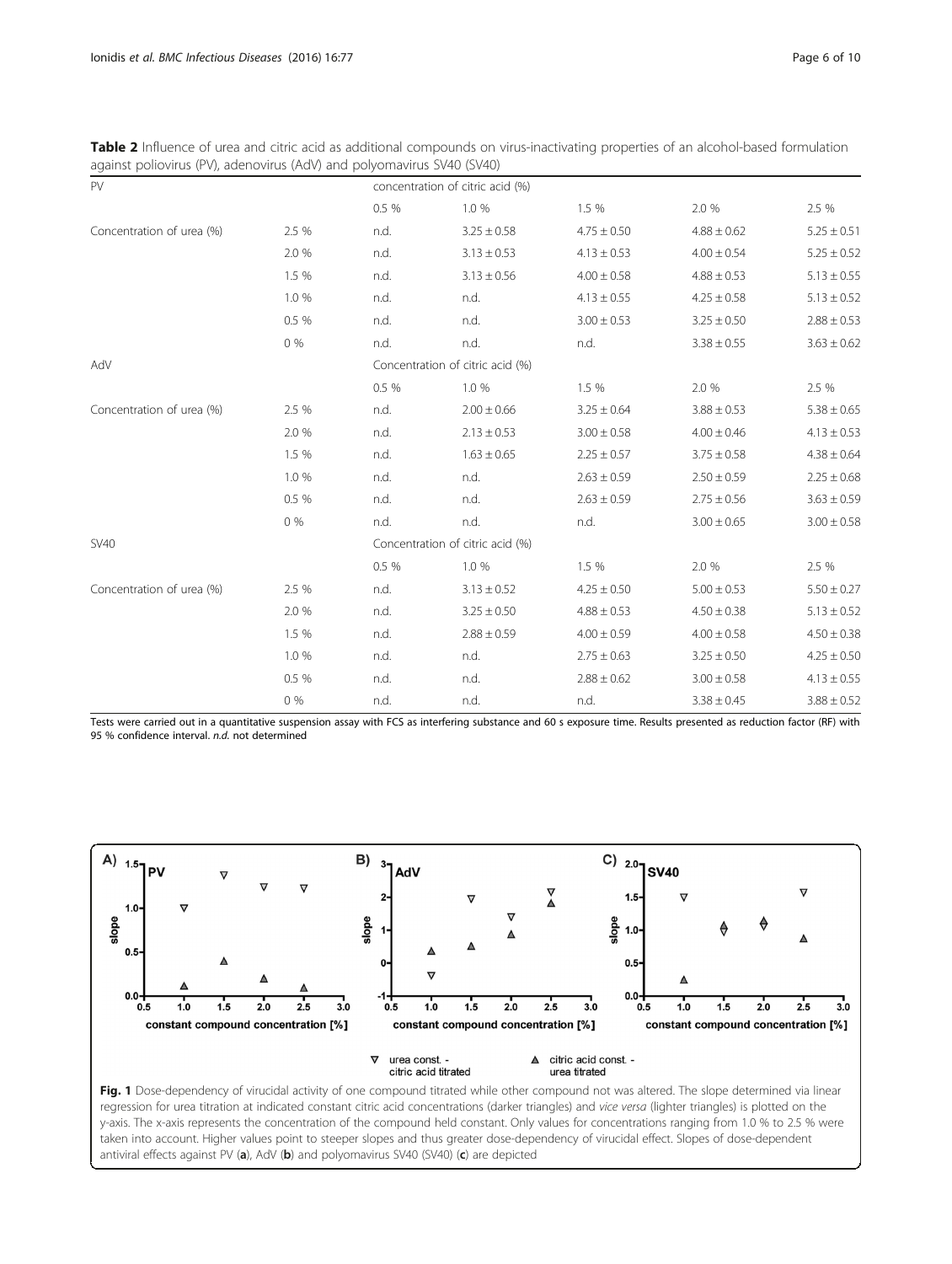**Table 2** Influence of urea and citric acid as additional compounds on virus-inactivating properties of an alcohol-based formulation against poliovirus (PV), adenovirus (AdV) and polyomavirus SV40 (SV40)

| PV | | concentration of citric acid (%) | | | | |
|---|---|---|---|---|---|---|
| | | 0.5 % | 1.0 % | 1.5 % | 2.0 % | 2.5 % |
| Concentration of urea (%) | 2.5 % | n.d. | 3.25 ± 0.58 | 4.75 ± 0.50 | 4.88 ± 0.62 | 5.25 ± 0.51 |
| | 2.0 % | n.d. | 3.13 ± 0.53 | 4.13 ± 0.53 | 4.00 ± 0.54 | 5.25 ± 0.52 |
| | 1.5 % | n.d. | 3.13 ± 0.56 | 4.00 ± 0.58 | 4.88 ± 0.53 | 5.13 ± 0.55 |
| | 1.0 % | n.d. | n.d. | 4.13 ± 0.55 | 4.25 ± 0.58 | 5.13 ± 0.52 |
| | 0.5 % | n.d. | n.d. | 3.00 ± 0.53 | 3.25 ± 0.50 | 2.88 ± 0.53 |
| | 0 % | n.d. | n.d. | n.d. | 3.38 ± 0.55 | 3.63 ± 0.62 |
| AdV | | Concentration of citric acid (%) | | | | |
| | | 0.5 % | 1.0 % | 1.5 % | 2.0 % | 2.5 % |
| Concentration of urea (%) | 2.5 % | n.d. | 2.00 ± 0.66 | 3.25 ± 0.64 | 3.88 ± 0.53 | 5.38 ± 0.65 |
| | 2.0 % | n.d. | 2.13 ± 0.53 | 3.00 ± 0.58 | 4.00 ± 0.46 | 4.13 ± 0.53 |
| | 1.5 % | n.d. | 1.63 ± 0.65 | 2.25 ± 0.57 | 3.75 ± 0.58 | 4.38 ± 0.64 |
| | 1.0 % | n.d. | n.d. | 2.63 ± 0.59 | 2.50 ± 0.59 | 2.25 ± 0.68 |
| | 0.5 % | n.d. | n.d. | 2.63 ± 0.59 | 2.75 ± 0.56 | 3.63 ± 0.59 |
| | 0 % | n.d. | n.d. | n.d. | 3.00 ± 0.65 | 3.00 ± 0.58 |
| SV40 | | Concentration of citric acid (%) | | | | |
| | | 0.5 % | 1.0 % | 1.5 % | 2.0 % | 2.5 % |
| Concentration of urea (%) | 2.5 % | n.d. | 3.13 ± 0.52 | 4.25 ± 0.50 | 5.00 ± 0.53 | 5.50 ± 0.27 |
| | 2.0 % | n.d. | 3.25 ± 0.50 | 4.88 ± 0.53 | 4.50 ± 0.38 | 5.13 ± 0.52 |
| | 1.5 % | n.d. | 2.88 ± 0.59 | 4.00 ± 0.59 | 4.00 ± 0.58 | 4.50 ± 0.38 |
| | 1.0 % | n.d. | n.d. | 2.75 ± 0.63 | 3.25 ± 0.50 | 4.25 ± 0.50 |
| | 0.5 % | n.d. | n.d. | 2.88 ± 0.62 | 3.00 ± 0.58 | 4.13 ± 0.55 |
| | 0 % | n.d. | n.d. | n.d. | 3.38 ± 0.45 | 3.88 ± 0.52 |

Tests were carried out in a quantitative suspension assay with FCS as interfering substance and 60 s exposure time. Results presented as reduction factor (RF) with 95 % confidence interval. *n.d.* not determined

A) PV
B) AdV
C) SV40

slope

constant compound concentration [%]

urea const. - citric acid titrated
citric acid const. - urea titrated

**Fig. 1** Dose-dependency of virucidal activity of one compound titrated while other compound not was altered. The slope determined via linear regression for urea titration at indicated constant citric acid concentrations (darker triangles) and *vice versa* (lighter triangles) is plotted on the y-axis. The x-axis represents the concentration of the compound held constant. Only values for concentrations ranging from 1.0 % to 2.5 % were taken into account. Higher values point to steeper slopes and thus greater dose-dependency of virucidal effect. Slopes of dose-dependent antiviral effects against PV (**a**), AdV (**b**) and polyomavirus SV40 (SV40) (**c**) are depicted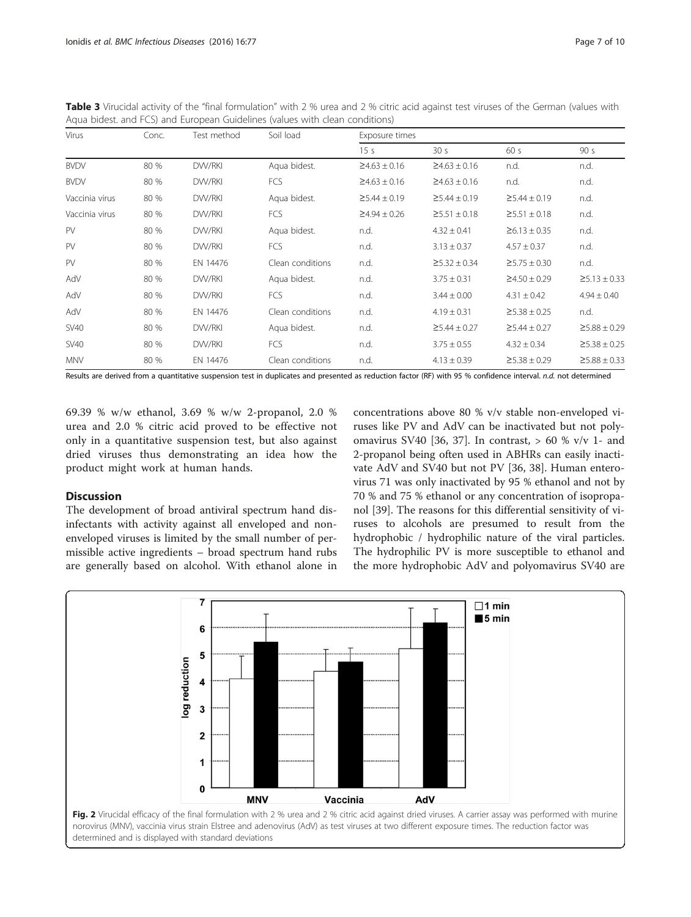**Table 3** Virucidal activity of the "final formulation" with 2 % urea and 2 % citric acid against test viruses of the German (values with Aqua bidest. and FCS) and European Guidelines (values with clean conditions)

| Virus | Conc. | Test method | Soil load | Exposure times | | | |
|---|---|---|---|---|---|---|---|
| | | | | 15 s | 30 s | 60 s | 90 s |
| BVDV | 80 % | DVV/RKI | Aqua bidest. | ≥4.63 ± 0.16 | ≥4.63 ± 0.16 | n.d. | n.d. |
| BVDV | 80 % | DVV/RKI | FCS | ≥4.63 ± 0.16 | ≥4.63 ± 0.16 | n.d. | n.d. |
| Vaccinia virus | 80 % | DVV/RKI | Aqua bidest. | ≥5.44 ± 0.19 | ≥5.44 ± 0.19 | ≥5.44 ± 0.19 | n.d. |
| Vaccinia virus | 80 % | DVV/RKI | FCS | ≥4.94 ± 0.26 | ≥5.51 ± 0.18 | ≥5.51 ± 0.18 | n.d. |
| PV | 80 % | DVV/RKI | Aqua bidest. | n.d. | 4.32 ± 0.41 | ≥6.13 ± 0.35 | n.d. |
| PV | 80 % | DVV/RKI | FCS | n.d. | 3.13 ± 0.37 | 4.57 ± 0.37 | n.d. |
| PV | 80 % | EN 14476 | Clean conditions | n.d. | ≥5.32 ± 0.34 | ≥5.75 ± 0.30 | n.d. |
| AdV | 80 % | DVV/RKI | Aqua bidest. | n.d. | 3.75 ± 0.31 | ≥4.50 ± 0.29 | ≥5.13 ± 0.33 |
| AdV | 80 % | DVV/RKI | FCS | n.d. | 3.44 ± 0.00 | 4.31 ± 0.42 | 4.94 ± 0.40 |
| AdV | 80 % | EN 14476 | Clean conditions | n.d. | 4.19 ± 0.31 | ≥5.38 ± 0.25 | n.d. |
| SV40 | 80 % | DVV/RKI | Aqua bidest. | n.d. | ≥5.44 ± 0.27 | ≥5.44 ± 0.27 | ≥5.88 ± 0.29 |
| SV40 | 80 % | DVV/RKI | FCS | n.d. | 3.75 ± 0.55 | 4.32 ± 0.34 | ≥5.38 ± 0.25 |
| MNV | 80 % | EN 14476 | Clean conditions | n.d. | 4.13 ± 0.39 | ≥5.38 ± 0.29 | ≥5.88 ± 0.33 |

Results are derived from a quantitative suspension test in duplicates and presented as reduction factor (RF) with 95 % confidence interval. *n.d.* not determined

69.39 % w/w ethanol, 3.69 % w/w 2-propanol, 2.0 % urea and 2.0 % citric acid proved to be effective not only in a quantitative suspension test, but also against dried viruses thus demonstrating an idea how the product might work at human hands.

## Discussion

The development of broad antiviral spectrum hand disinfectants with activity against all enveloped and non-enveloped viruses is limited by the small number of permissible active ingredients – broad spectrum hand rubs are generally based on alcohol. With ethanol alone in concentrations above 80 % v/v stable non-enveloped viruses like PV and AdV can be inactivated but not polyomavirus SV40 [36, 37]. In contrast, > 60 % v/v 1- and 2-propanol being often used in ABHRs can easily inactivate AdV and SV40 but not PV [36, 38]. Human enterovirus 71 was only inactivated by 95 % ethanol and not by 70 % and 75 % ethanol or any concentration of isopropanol [39]. The reasons for this differential sensitivity of viruses to alcohols are presumed to result from the hydrophobic / hydrophilic nature of the viral particles. The hydrophilic PV is more susceptible to ethanol and the more hydrophobic AdV and polyomavirus SV40 are

7
6
5
4
3
2
1
0
log reduction
□1 min
■5 min
MNV
Vaccinia
AdV

**Fig. 2** Virucidal efficacy of the final formulation with 2 % urea and 2 % citric acid against dried viruses. A carrier assay was performed with murine norovirus (MNV), vaccinia virus strain Elstree and adenovirus (AdV) as test viruses at two different exposure times. The reduction factor was determined and is displayed with standard deviations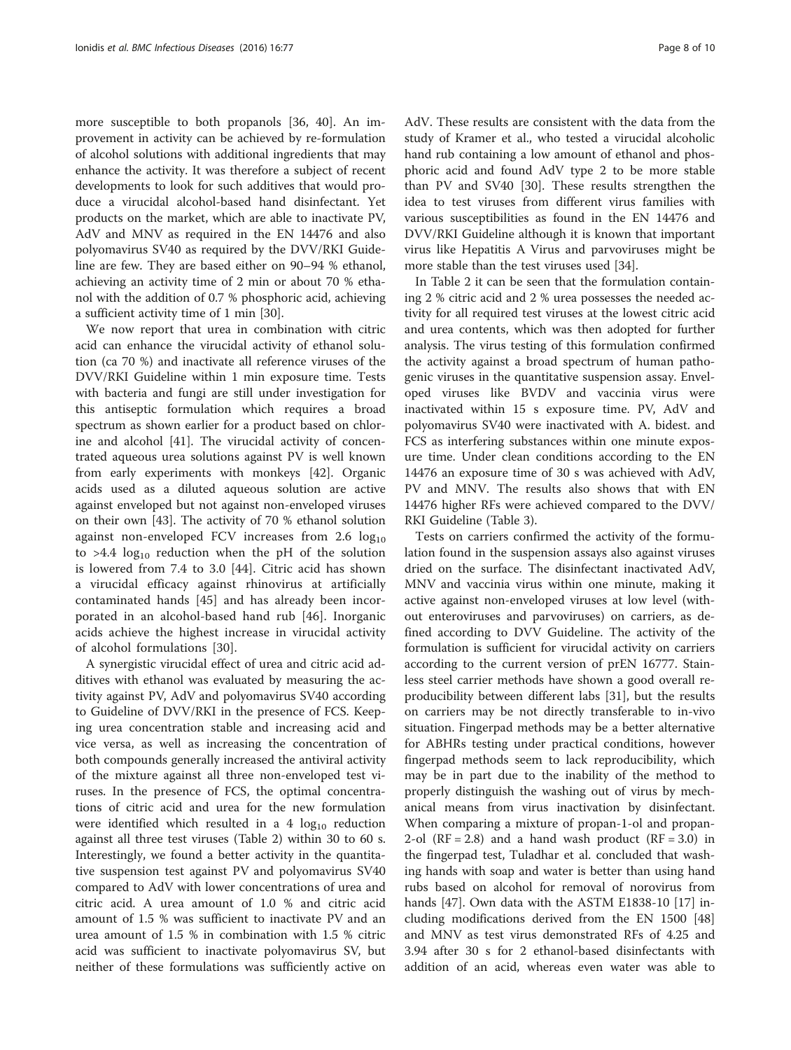more susceptible to both propanols [36, 40]. An improvement in activity can be achieved by re-formulation of alcohol solutions with additional ingredients that may enhance the activity. It was therefore a subject of recent developments to look for such additives that would produce a virucidal alcohol-based hand disinfectant. Yet products on the market, which are able to inactivate PV, AdV and MNV as required in the EN 14476 and also polyomavirus SV40 as required by the DVV/RKI Guideline are few. They are based either on 90–94 % ethanol, achieving an activity time of 2 min or about 70 % ethanol with the addition of 0.7 % phosphoric acid, achieving a sufficient activity time of 1 min [30].

We now report that urea in combination with citric acid can enhance the virucidal activity of ethanol solution (ca 70 %) and inactivate all reference viruses of the DVV/RKI Guideline within 1 min exposure time. Tests with bacteria and fungi are still under investigation for this antiseptic formulation which requires a broad spectrum as shown earlier for a product based on chlorine and alcohol [41]. The virucidal activity of concentrated aqueous urea solutions against PV is well known from early experiments with monkeys [42]. Organic acids used as a diluted aqueous solution are active against enveloped but not against non-enveloped viruses on their own [43]. The activity of 70 % ethanol solution against non-enveloped FCV increases from 2.6 $\log_{10}$ to >4.4 $\log_{10}$ reduction when the pH of the solution is lowered from 7.4 to 3.0 [44]. Citric acid has shown a virucidal efficacy against rhinovirus at artificially contaminated hands [45] and has already been incorporated in an alcohol-based hand rub [46]. Inorganic acids achieve the highest increase in virucidal activity of alcohol formulations [30].

A synergistic virucidal effect of urea and citric acid additives with ethanol was evaluated by measuring the activity against PV, AdV and polyomavirus SV40 according to Guideline of DVV/RKI in the presence of FCS. Keeping urea concentration stable and increasing acid and vice versa, as well as increasing the concentration of both compounds generally increased the antiviral activity of the mixture against all three non-enveloped test viruses. In the presence of FCS, the optimal concentrations of citric acid and urea for the new formulation were identified which resulted in a 4 $\log_{10}$ reduction against all three test viruses (Table 2) within 30 to 60 s. Interestingly, we found a better activity in the quantitative suspension test against PV and polyomavirus SV40 compared to AdV with lower concentrations of urea and citric acid. A urea amount of 1.0 % and citric acid amount of 1.5 % was sufficient to inactivate PV and an urea amount of 1.5 % in combination with 1.5 % citric acid was sufficient to inactivate polyomavirus SV, but neither of these formulations was sufficiently active on AdV. These results are consistent with the data from the study of Kramer et al., who tested a virucidal alcoholic hand rub containing a low amount of ethanol and phosphoric acid and found AdV type 2 to be more stable than PV and SV40 [30]. These results strengthen the idea to test viruses from different virus families with various susceptibilities as found in the EN 14476 and DVV/RKI Guideline although it is known that important virus like Hepatitis A Virus and parvoviruses might be more stable than the test viruses used [34].

In Table 2 it can be seen that the formulation containing 2 % citric acid and 2 % urea possesses the needed activity for all required test viruses at the lowest citric acid and urea contents, which was then adopted for further analysis. The virus testing of this formulation confirmed the activity against a broad spectrum of human pathogenic viruses in the quantitative suspension assay. Enveloped viruses like BVDV and vaccinia virus were inactivated within 15 s exposure time. PV, AdV and polyomavirus SV40 were inactivated with A. bidest. and FCS as interfering substances within one minute exposure time. Under clean conditions according to the EN 14476 an exposure time of 30 s was achieved with AdV, PV and MNV. The results also shows that with EN 14476 higher RFs were achieved compared to the DVV/RKI Guideline (Table 3).

Tests on carriers confirmed the activity of the formulation found in the suspension assays also against viruses dried on the surface. The disinfectant inactivated AdV, MNV and vaccinia virus within one minute, making it active against non-enveloped viruses at low level (without enteroviruses and parvoviruses) on carriers, as defined according to DVV Guideline. The activity of the formulation is sufficient for virucidal activity on carriers according to the current version of prEN 16777. Stainless steel carrier methods have shown a good overall reproducibility between different labs [31], but the results on carriers may be not directly transferable to in-vivo situation. Fingerpad methods may be a better alternative for ABHRs testing under practical conditions, however fingerpad methods seem to lack reproducibility, which may be in part due to the inability of the method to properly distinguish the washing out of virus by mechanical means from virus inactivation by disinfectant. When comparing a mixture of propan-1-ol and propan-2-ol (RF = 2.8) and a hand wash product (RF = 3.0) in the fingerpad test, Tuladhar et al. concluded that washing hands with soap and water is better than using hand rubs based on alcohol for removal of norovirus from hands [47]. Own data with the ASTM E1838-10 [17] including modifications derived from the EN 1500 [48] and MNV as test virus demonstrated RFs of 4.25 and 3.94 after 30 s for 2 ethanol-based disinfectants with addition of an acid, whereas even water was able to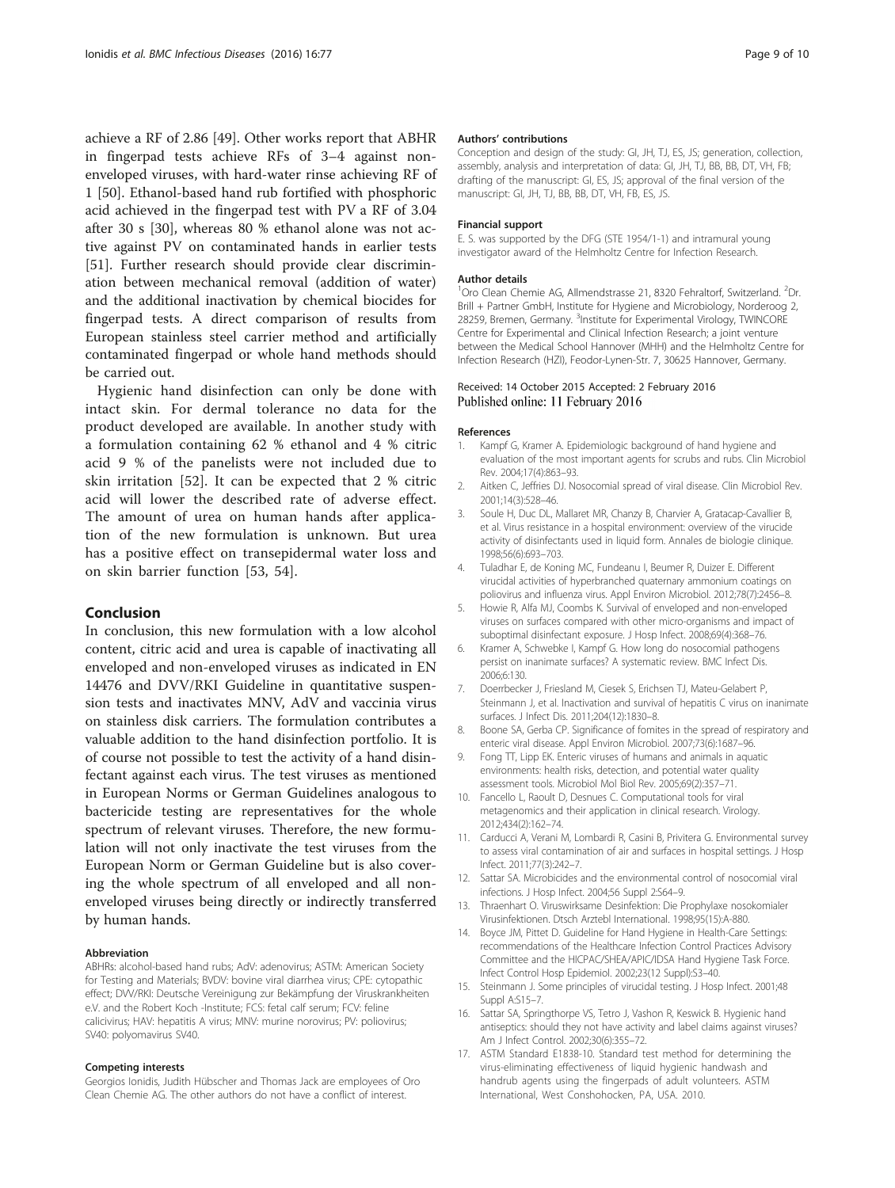achieve a RF of 2.86 [49]. Other works report that ABHR in fingerpad tests achieve RFs of 3–4 against non-enveloped viruses, with hard-water rinse achieving RF of 1 [50]. Ethanol-based hand rub fortified with phosphoric acid achieved in the fingerpad test with PV a RF of 3.04 after 30 s [30], whereas 80 % ethanol alone was not active against PV on contaminated hands in earlier tests [51]. Further research should provide clear discrimination between mechanical removal (addition of water) and the additional inactivation by chemical biocides for fingerpad tests. A direct comparison of results from European stainless steel carrier method and artificially contaminated fingerpad or whole hand methods should be carried out.

Hygienic hand disinfection can only be done with intact skin. For dermal tolerance no data for the product developed are available. In another study with a formulation containing 62 % ethanol and 4 % citric acid 9 % of the panelists were not included due to skin irritation [52]. It can be expected that 2 % citric acid will lower the described rate of adverse effect. The amount of urea on human hands after application of the new formulation is unknown. But urea has a positive effect on transepidermal water loss and on skin barrier function [53, 54].

## Conclusion

In conclusion, this new formulation with a low alcohol content, citric acid and urea is capable of inactivating all enveloped and non-enveloped viruses as indicated in EN 14476 and DVV/RKI Guideline in quantitative suspension tests and inactivates MNV, AdV and vaccinia virus on stainless disk carriers. The formulation contributes a valuable addition to the hand disinfection portfolio. It is of course not possible to test the activity of a hand disinfectant against each virus. The test viruses as mentioned in European Norms or German Guidelines analogous to bactericide testing are representatives for the whole spectrum of relevant viruses. Therefore, the new formulation will not only inactivate the test viruses from the European Norm or German Guideline but is also covering the whole spectrum of all enveloped and all non-enveloped viruses being directly or indirectly transferred by human hands.

#### Abbreviation

ABHRs: alcohol-based hand rubs; AdV: adenovirus; ASTM: American Society for Testing and Materials; BVDV: bovine viral diarrhea virus; CPE: cytopathic effect; DVV/RKI: Deutsche Vereinigung zur Bekämpfung der Viruskrankheiten e.V. and the Robert Koch -Institute; FCS: fetal calf serum; FCV: feline calicivirus; HAV: hepatitis A virus; MNV: murine norovirus; PV: poliovirus; SV40: polyomavirus SV40.

#### Competing interests

Georgios Ionidis, Judith Hübscher and Thomas Jack are employees of Oro Clean Chemie AG. The other authors do not have a conflict of interest.

#### Authors' contributions

Conception and design of the study: GI, JH, TJ, ES, JS; generation, collection, assembly, analysis and interpretation of data: GI, JH, TJ, BB, BB, DT, VH, FB; drafting of the manuscript: GI, ES, JS; approval of the final version of the manuscript: GI, JH, TJ, BB, BB, DT, VH, FB, ES, JS.

#### Financial support

E. S. was supported by the DFG (STE 1954/1-1) and intramural young investigator award of the Helmholtz Centre for Infection Research.

#### Author details

[1]Oro Clean Chemie AG, Allmendstrasse 21, 8320 Fehraltorf, Switzerland. [2]Dr. Brill + Partner GmbH, Institute for Hygiene and Microbiology, Norderoog 2, 28259, Bremen, Germany. [3]Institute for Experimental Virology, TWINCORE Centre for Experimental and Clinical Infection Research; a joint venture between the Medical School Hannover (MHH) and the Helmholtz Centre for Infection Research (HZI), Feodor-Lynen-Str. 7, 30625 Hannover, Germany.

Received: 14 October 2015 Accepted: 2 February 2016
Published online: 11 February 2016

#### References

1. Kampf G, Kramer A. Epidemiologic background of hand hygiene and evaluation of the most important agents for scrubs and rubs. Clin Microbiol Rev. 2004;17(4):863–93.
2. Aitken C, Jeffries DJ. Nosocomial spread of viral disease. Clin Microbiol Rev. 2001;14(3):528–46.
3. Soule H, Duc DL, Mallaret MR, Chanzy B, Charvier A, Gratacap-Cavallier B, et al. Virus resistance in a hospital environment: overview of the virucide activity of disinfectants used in liquid form. Annales de biologie clinique. 1998;56(6):693–703.
4. Tuladhar E, de Koning MC, Fundeanu I, Beumer R, Duizer E. Different virucidal activities of hyperbranched quaternary ammonium coatings on poliovirus and influenza virus. Appl Environ Microbiol. 2012;78(7):2456–8.
5. Howie R, Alfa MJ, Coombs K. Survival of enveloped and non-enveloped viruses on surfaces compared with other micro-organisms and impact of suboptimal disinfectant exposure. J Hosp Infect. 2008;69(4):368–76.
6. Kramer A, Schwebke I, Kampf G. How long do nosocomial pathogens persist on inanimate surfaces? A systematic review. BMC Infect Dis. 2006;6:130.
7. Doerrbecker J, Friesland M, Ciesek S, Erichsen TJ, Mateu-Gelabert P, Steinmann J, et al. Inactivation and survival of hepatitis C virus on inanimate surfaces. J Infect Dis. 2011;204(12):1830–8.
8. Boone SA, Gerba CP. Significance of fomites in the spread of respiratory and enteric viral disease. Appl Environ Microbiol. 2007;73(6):1687–96.
9. Fong TT, Lipp EK. Enteric viruses of humans and animals in aquatic environments: health risks, detection, and potential water quality assessment tools. Microbiol Mol Biol Rev. 2005;69(2):357–71.
10. Fancello L, Raoult D, Desnues C. Computational tools for viral metagenomics and their application in clinical research. Virology. 2012;434(2):162–74.
11. Carducci A, Verani M, Lombardi R, Casini B, Privitera G. Environmental survey to assess viral contamination of air and surfaces in hospital settings. J Hosp Infect. 2011;77(3):242–7.
12. Sattar SA. Microbicides and the environmental control of nosocomial viral infections. J Hosp Infect. 2004;56 Suppl 2:S64–9.
13. Thraenhart O. Viruswirksame Desinfektion: Die Prophylaxe nosokomialer Virusinfektionen. Dtsch Arztebl International. 1998;95(15):A-880.
14. Boyce JM, Pittet D. Guideline for Hand Hygiene in Health-Care Settings: recommendations of the Healthcare Infection Control Practices Advisory Committee and the HICPAC/SHEA/APIC/IDSA Hand Hygiene Task Force. Infect Control Hosp Epidemiol. 2002;23(12 Suppl):S3–40.
15. Steinmann J. Some principles of virucidal testing. J Hosp Infect. 2001;48 Suppl A:S15–7.
16. Sattar SA, Springthorpe VS, Tetro J, Vashon R, Keswick B. Hygienic hand antiseptics: should they not have activity and label claims against viruses? Am J Infect Control. 2002;30(6):355–72.
17. ASTM Standard E1838-10. Standard test method for determining the virus-eliminating effectiveness of liquid hygienic handwash and handrub agents using the fingerpads of adult volunteers. ASTM International, West Conshohocken, PA, USA. 2010.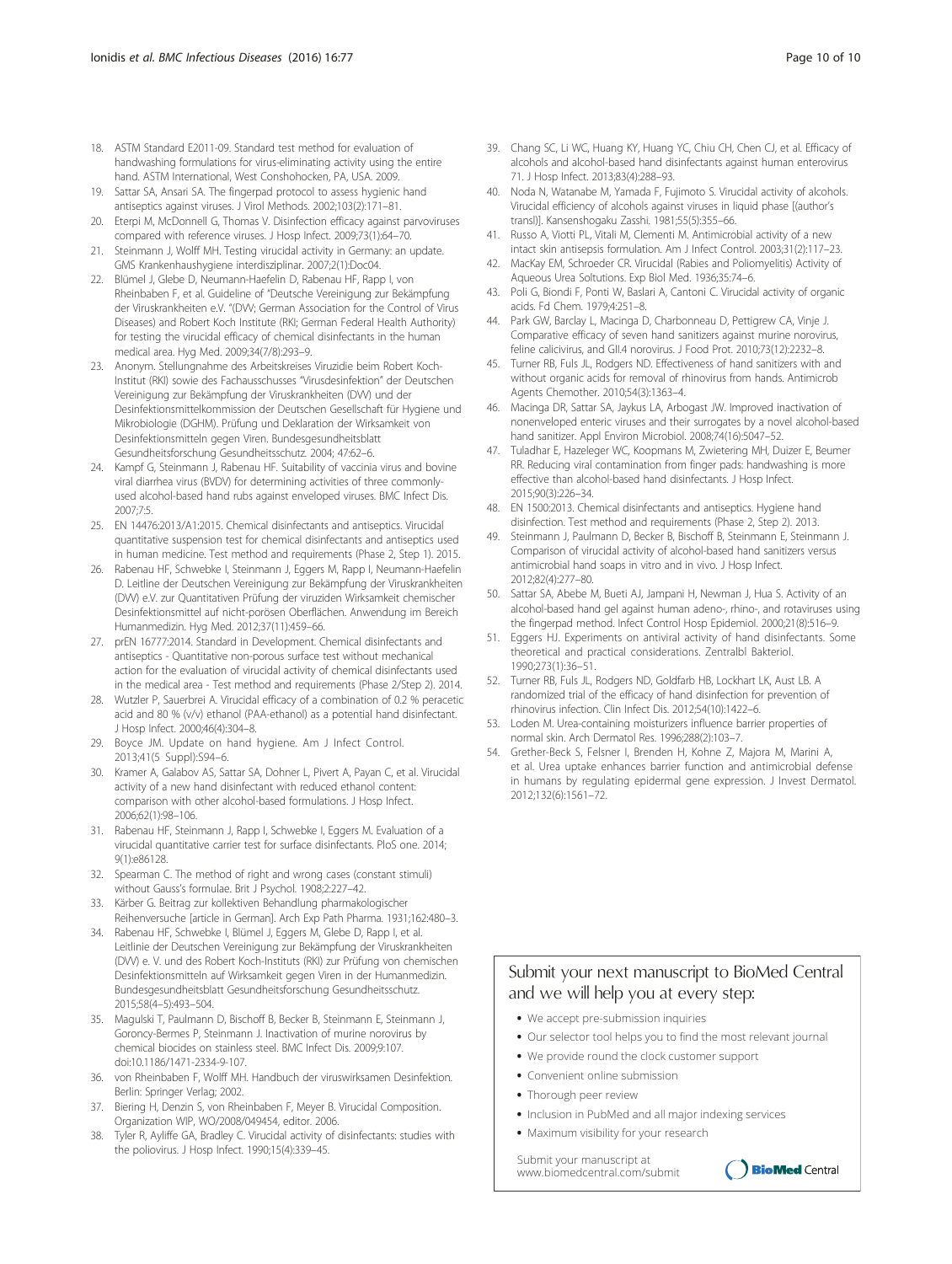18. ASTM Standard E2011-09. Standard test method for evaluation of handwashing formulations for virus-eliminating activity using the entire hand. ASTM International, West Conshohocken, PA, USA. 2009.
19. Sattar SA, Ansari SA. The fingerpad protocol to assess hygienic hand antiseptics against viruses. J Virol Methods. 2002;103(2):171–81.
20. Eterpi M, McDonnell G, Thomas V. Disinfection efficacy against parvoviruses compared with reference viruses. J Hosp Infect. 2009;73(1):64–70.
21. Steinmann J, Wolff MH. Testing virucidal activity in Germany: an update. GMS Krankenhaushygiene interdisziplinar. 2007;2(1):Doc04.
22. Blümel J, Glebe D, Neumann-Haefelin D, Rabenau HF, Rapp I, von Rheinbaben F, et al. Guideline of "Deutsche Vereinigung zur Bekämpfung der Viruskrankheiten e.V. "(DVV; German Association for the Control of Virus Diseases) and Robert Koch Institute (RKI; German Federal Health Authority) for testing the virucidal efficacy of chemical disinfectants in the human medical area. Hyg Med. 2009;34(7/8):293–9.
23. Anonym. Stellungnahme des Arbeitskreises Viruzidie beim Robert Koch-Institut (RKI) sowie des Fachausschusses "Virusdesinfektion" der Deutschen Vereinigung zur Bekämpfung der Viruskrankheiten (DVV) und der Desinfektionsmittelkommission der Deutschen Gesellschaft für Hygiene und Mikrobiologie (DGHM). Prüfung und Deklaration der Wirksamkeit von Desinfektionsmitteln gegen Viren. Bundesgesundheitsblatt Gesundheitsforschung Gesundheitsschutz. 2004; 47:62–6.
24. Kampf G, Steinmann J, Rabenau HF. Suitability of vaccinia virus and bovine viral diarrhea virus (BVDV) for determining activities of three commonly-used alcohol-based hand rubs against enveloped viruses. BMC Infect Dis. 2007;7:5.
25. EN 14476:2013/A1:2015. Chemical disinfectants and antiseptics. Virucidal quantitative suspension test for chemical disinfectants and antiseptics used in human medicine. Test method and requirements (Phase 2, Step 1). 2015.
26. Rabenau HF, Schwebke I, Steinmann J, Eggers M, Rapp I, Neumann-Haefelin D. Leitline der Deutschen Vereinigung zur Bekämpfung der Viruskrankheiten (DVV) e.V. zur Quantitativen Prüfung der viruziden Wirksamkeit chemischer Desinfektionsmittel auf nicht-porösen Oberflächen. Anwendung im Bereich Humanmedizin. Hyg Med. 2012;37(11):459–66.
27. prEN 16777:2014. Standard in Development. Chemical disinfectants and antiseptics - Quantitative non-porous surface test without mechanical action for the evaluation of virucidal activity of chemical disinfectants used in the medical area - Test method and requirements (Phase 2/Step 2). 2014.
28. Wutzler P, Sauerbrei A. Virucidal efficacy of a combination of 0.2 % peracetic acid and 80 % (v/v) ethanol (PAA-ethanol) as a potential hand disinfectant. J Hosp Infect. 2000;46(4):304–8.
29. Boyce JM. Update on hand hygiene. Am J Infect Control. 2013;41(5 Suppl):S94–6.
30. Kramer A, Galabov AS, Sattar SA, Dohner L, Pivert A, Payan C, et al. Virucidal activity of a new hand disinfectant with reduced ethanol content: comparison with other alcohol-based formulations. J Hosp Infect. 2006;62(1):98–106.
31. Rabenau HF, Steinmann J, Rapp I, Schwebke I, Eggers M. Evaluation of a virucidal quantitative carrier test for surface disinfectants. PloS one. 2014; 9(1):e86128.
32. Spearman C. The method of right and wrong cases (constant stimuli) without Gauss's formulae. Brit J Psychol. 1908;2:227–42.
33. Kärber G. Beitrag zur kollektiven Behandlung pharmakologischer Reihenversuche [article in German]. Arch Exp Path Pharma. 1931;162:480–3.
34. Rabenau HF, Schwebke I, Blümel J, Eggers M, Glebe D, Rapp I, et al. Leitlinie der Deutschen Vereinigung zur Bekämpfung der Viruskrankheiten (DVV) e. V. und des Robert Koch-Instituts (RKI) zur Prüfung von chemischen Desinfektionsmitteln auf Wirksamkeit gegen Viren in der Humanmedizin. Bundesgesundheitsblatt Gesundheitsforschung Gesundheitsschutz. 2015;58(4–5):493–504.
35. Magulski T, Paulmann D, Bischoff B, Becker B, Steinmann E, Steinmann J, Goroncy-Bermes P, Steinmann J. Inactivation of murine norovirus by chemical biocides on stainless steel. BMC Infect Dis. 2009;9:107. doi:10.1186/1471-2334-9-107.
36. von Rheinbaben F, Wolff MH. Handbuch der viruswirksamen Desinfektion. Berlin: Springer Verlag; 2002.
37. Biering H, Denzin S, von Rheinbaben F, Meyer B. Virucidal Composition. Organization WIP, WO/2008/049454, editor. 2006.
38. Tyler R, Ayliffe GA, Bradley C. Virucidal activity of disinfectants: studies with the poliovirus. J Hosp Infect. 1990;15(4):339–45.
39. Chang SC, Li WC, Huang KY, Huang YC, Chiu CH, Chen CJ, et al. Efficacy of alcohols and alcohol-based hand disinfectants against human enterovirus 71. J Hosp Infect. 2013;83(4):288–93.
40. Noda N, Watanabe M, Yamada F, Fujimoto S. Virucidal activity of alcohols. Virucidal efficiency of alcohols against viruses in liquid phase [(author's transl)]. Kansenshogaku Zasshi. 1981;55(5):355–66.
41. Russo A, Viotti PL, Vitali M, Clementi M. Antimicrobial activity of a new intact skin antisepsis formulation. Am J Infect Control. 2003;31(2):117–23.
42. MacKay EM, Schroeder CR. Virucidal (Rabies and Poliomyelitis) Activity of Aqueous Urea Soltutions. Exp Biol Med. 1936;35:74–6.
43. Poli G, Biondi F, Ponti W, Baslari A, Cantoni C. Virucidal activity of organic acids. Fd Chem. 1979;4:251–8.
44. Park GW, Barclay L, Macinga D, Charbonneau D, Pettigrew CA, Vinje J. Comparative efficacy of seven hand sanitizers against murine norovirus, feline calicivirus, and GII.4 norovirus. J Food Prot. 2010;73(12):2232–8.
45. Turner RB, Fuls JL, Rodgers ND. Effectiveness of hand sanitizers with and without organic acids for removal of rhinovirus from hands. Antimicrob Agents Chemother. 2010;54(3):1363–4.
46. Macinga DR, Sattar SA, Jaykus LA, Arbogast JW. Improved inactivation of nonenveloped enteric viruses and their surrogates by a novel alcohol-based hand sanitizer. Appl Environ Microbiol. 2008;74(16):5047–52.
47. Tuladhar E, Hazeleger WC, Koopmans M, Zwietering MH, Duizer E, Beumer RR. Reducing viral contamination from finger pads: handwashing is more effective than alcohol-based hand disinfectants. J Hosp Infect. 2015;90(3):226–34.
48. EN 1500:2013. Chemical disinfectants and antiseptics. Hygiene hand disinfection. Test method and requirements (Phase 2, Step 2). 2013.
49. Steinmann J, Paulmann D, Becker B, Bischoff B, Steinmann E, Steinmann J. Comparison of virucidal activity of alcohol-based hand sanitizers versus antimicrobial hand soaps in vitro and in vivo. J Hosp Infect. 2012;82(4):277–80.
50. Sattar SA, Abebe M, Bueti AJ, Jampani H, Newman J, Hua S. Activity of an alcohol-based hand gel against human adeno-, rhino-, and rotaviruses using the fingerpad method. Infect Control Hosp Epidemiol. 2000;21(8):516–9.
51. Eggers HJ. Experiments on antiviral activity of hand disinfectants. Some theoretical and practical considerations. Zentralbl Bakteriol. 1990;273(1):36–51.
52. Turner RB, Fuls JL, Rodgers ND, Goldfarb HB, Lockhart LK, Aust LB. A randomized trial of the efficacy of hand disinfection for prevention of rhinovirus infection. Clin Infect Dis. 2012;54(10):1422–6.
53. Loden M. Urea-containing moisturizers influence barrier properties of normal skin. Arch Dermatol Res. 1996;288(2):103–7.
54. Grether-Beck S, Felsner I, Brenden H, Kohne Z, Majora M, Marini A, et al. Urea uptake enhances barrier function and antimicrobial defense in humans by regulating epidermal gene expression. J Invest Dermatol. 2012;132(6):1561–72.

Submit your next manuscript to BioMed Central and we will help you at every step:

- We accept pre-submission inquiries
- Our selector tool helps you to find the most relevant journal
- We provide round the clock customer support
- Convenient online submission
- Thorough peer review
- Inclusion in PubMed and all major indexing services
- Maximum visibility for your research

Submit your manuscript at www.biomedcentral.com/submit